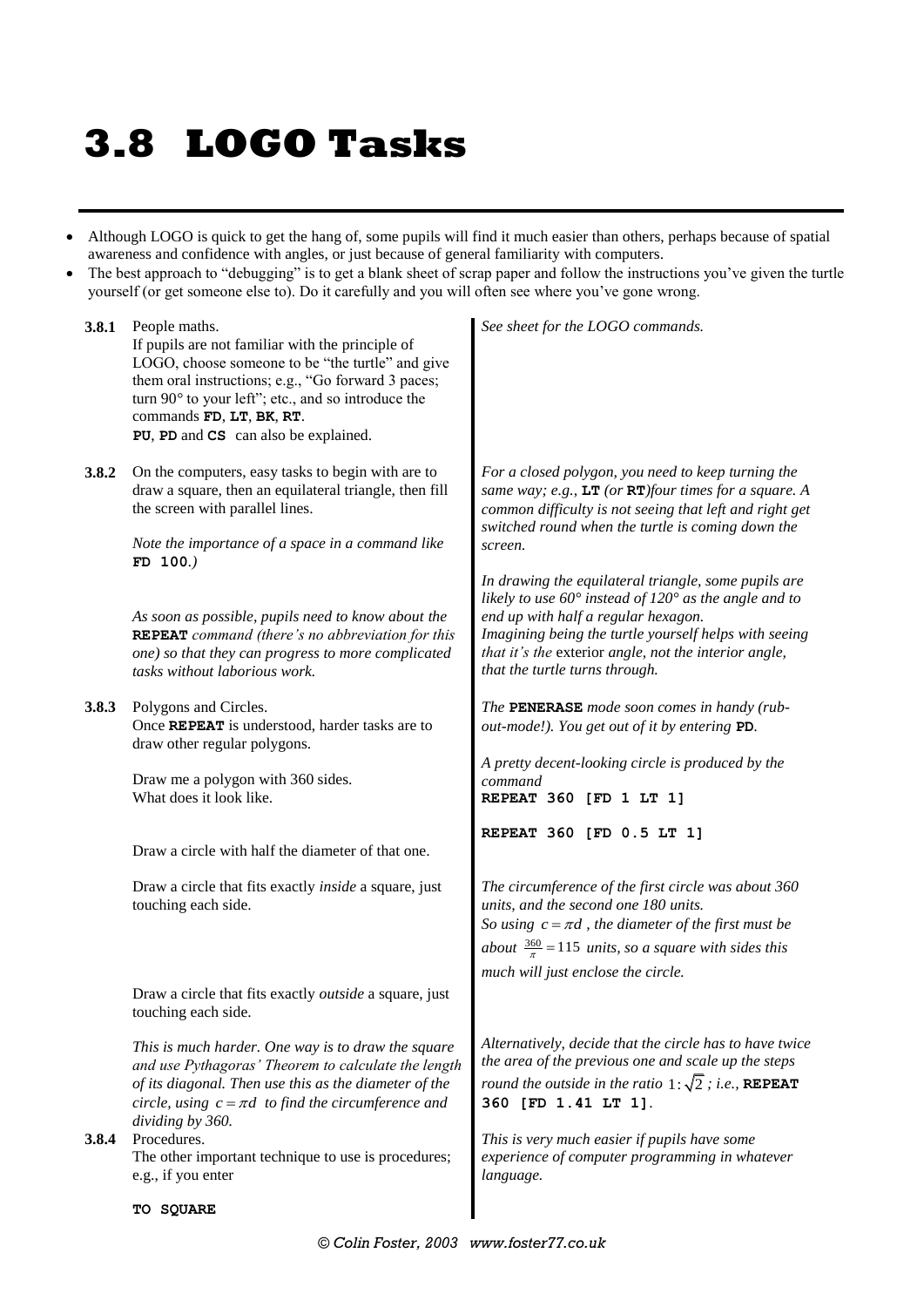# 3.8 LOGO Tasks

- Although LOGO is quick to get the hang of, some pupils will find it much easier than others, perhaps because of spatial awareness and confidence with angles, or just because of general familiarity with computers.
- The best approach to "debugging" is to get a blank sheet of scrap paper and follow the instructions you've given the turtle yourself (or get someone else to). Do it carefully and you will often see where you've gone wrong.

**3.8.1** People maths.
If pupils are not familiar with the principle of LOGO, choose someone to be "the turtle" and give them oral instructions; e.g., "Go forward 3 paces; turn 90° to your left"; etc., and so introduce the commands **FD**, **LT**, **BK**, **RT**.
**PU**, **PD** and **CS** can also be explained.

*See sheet for the LOGO commands.*

**3.8.2** On the computers, easy tasks to begin with are to draw a square, then an equilateral triangle, then fill the screen with parallel lines.

*Note the importance of a space in a command like* **FD 100**.*)*

*As soon as possible, pupils need to know about the* **REPEAT** *command (there's no abbreviation for this one) so that they can progress to more complicated tasks without laborious work.*

*For a closed polygon, you need to keep turning the same way; e.g.,* **LT** *(or* **RT***) four times for a square. A common difficulty is not seeing that left and right get switched round when the turtle is coming down the screen.*

*In drawing the equilateral triangle, some pupils are likely to use 60° instead of 120° as the angle and to end up with half a regular hexagon.*
*Imagining being the turtle yourself helps with seeing that it's the* exterior *angle, not the interior angle, that the turtle turns through.*

**3.8.3** Polygons and Circles.
Once **REPEAT** is understood, harder tasks are to draw other regular polygons.

*The* **PENERASE** *mode soon comes in handy (rub-out-mode!). You get out of it by entering* **PD**.

Draw me a polygon with 360 sides.
What does it look like.

*A pretty decent-looking circle is produced by the command*
**REPEAT 360 [FD 1 LT 1]**

Draw a circle with half the diameter of that one.

**REPEAT 360 [FD 0.5 LT 1]**

Draw a circle that fits exactly *inside* a square, just touching each side.

*The circumference of the first circle was about 360 units, and the second one 180 units.*
*So using $c = \pi d$, the diameter of the first must be about $\frac{360}{\pi} = 115$ units, so a square with sides this much will just enclose the circle.*

Draw a circle that fits exactly *outside* a square, just touching each side.

*This is much harder. One way is to draw the square and use Pythagoras' Theorem to calculate the length of its diagonal. Then use this as the diameter of the circle, using $c = \pi d$ to find the circumference and dividing by 360.*

*Alternatively, decide that the circle has to have twice the area of the previous one and scale up the steps round the outside in the ratio $1:\sqrt{2}$; i.e.,* **REPEAT 360 [FD 1.41 LT 1]**.

**3.8.4** Procedures.
The other important technique to use is procedures; e.g., if you enter

*This is very much easier if pupils have some experience of computer programming in whatever language.*

**TO SQUARE**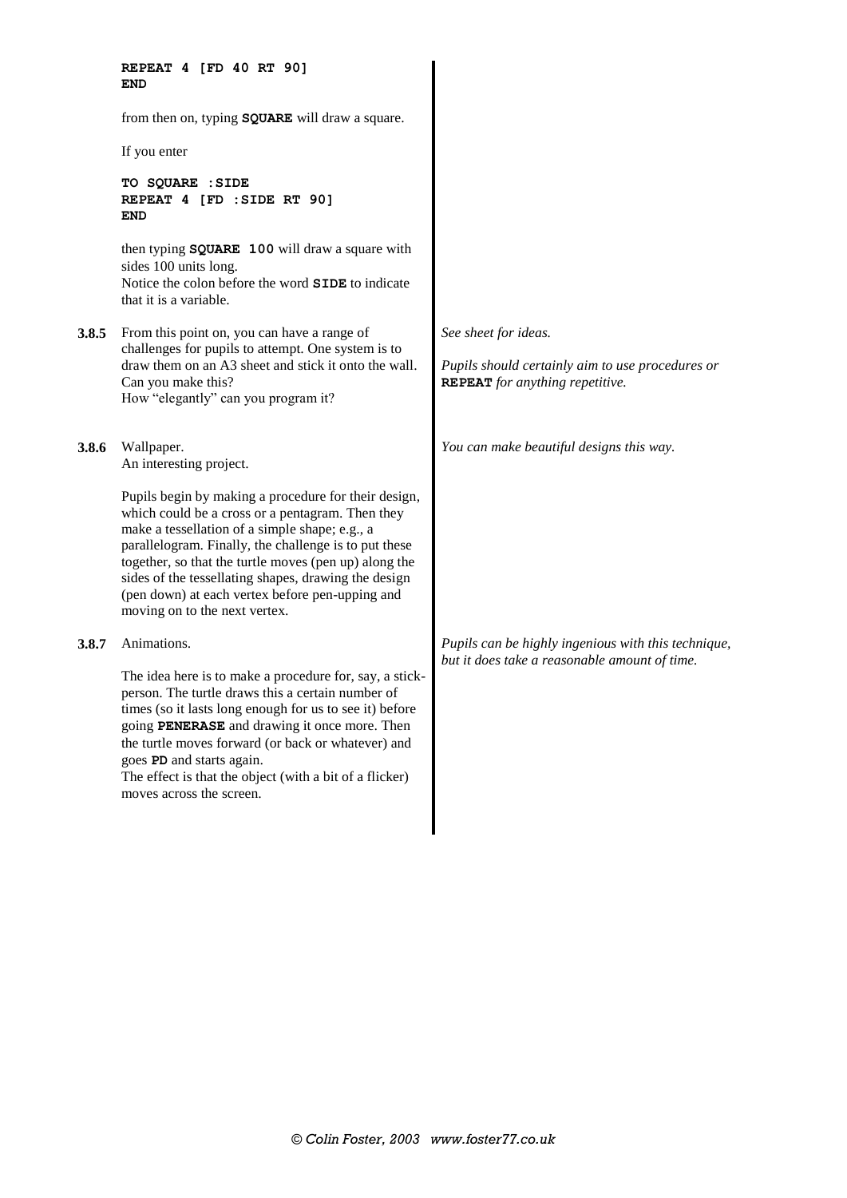```
REPEAT 4 [FD 40 RT 90]
END
```

from then on, typing **SQUARE** will draw a square.

If you enter

```
TO SQUARE :SIDE
REPEAT 4 [FD :SIDE RT 90]
END
```

then typing **SQUARE 100** will draw a square with sides 100 units long.
Notice the colon before the word **SIDE** to indicate that it is a variable.

**3.8.5** From this point on, you can have a range of challenges for pupils to attempt. One system is to draw them on an A3 sheet and stick it onto the wall. Can you make this?
How "elegantly" can you program it?

*See sheet for ideas.*

*Pupils should certainly aim to use procedures or* **REPEAT** *for anything repetitive.*

**3.8.6** Wallpaper.
An interesting project.

*You can make beautiful designs this way.*

Pupils begin by making a procedure for their design, which could be a cross or a pentagram. Then they make a tessellation of a simple shape; e.g., a parallelogram. Finally, the challenge is to put these together, so that the turtle moves (pen up) along the sides of the tessellating shapes, drawing the design (pen down) at each vertex before pen-upping and moving on to the next vertex.

**3.8.7** Animations.

*Pupils can be highly ingenious with this technique, but it does take a reasonable amount of time.*

The idea here is to make a procedure for, say, a stick-person. The turtle draws this a certain number of times (so it lasts long enough for us to see it) before going **PENERASE** and drawing it once more. Then the turtle moves forward (or back or whatever) and goes **PD** and starts again.
The effect is that the object (with a bit of a flicker) moves across the screen.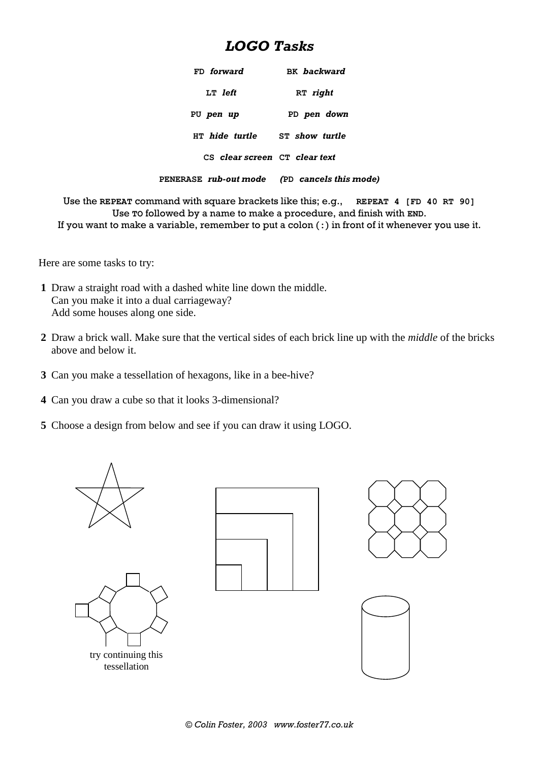# *LOGO Tasks*

**FD** *forward* **BK** *backward*

**LT** *left* **RT** *right*

**PU** *pen up* **PD** *pen down*

**HT** *hide turtle* **ST** *show turtle*

**CS** *clear screen* **CT** *clear text*

**PENERASE** *rub-out mode* *(***PD** *cancels this mode)*

Use the **REPEAT** command with square brackets like this; e.g., `REPEAT 4 [FD 40 RT 90]`
Use **TO** followed by a name to make a procedure, and finish with **END**.
If you want to make a variable, remember to put a colon (`:`) in front of it whenever you use it.

Here are some tasks to try:

**1** Draw a straight road with a dashed white line down the middle.
Can you make it into a dual carriageway?
Add some houses along one side.

**2** Draw a brick wall. Make sure that the vertical sides of each brick line up with the *middle* of the bricks above and below it.

**3** Can you make a tessellation of hexagons, like in a bee-hive?

**4** Can you draw a cube so that it looks 3-dimensional?

**5** Choose a design from below and see if you can draw it using LOGO.

try continuing this tessellation